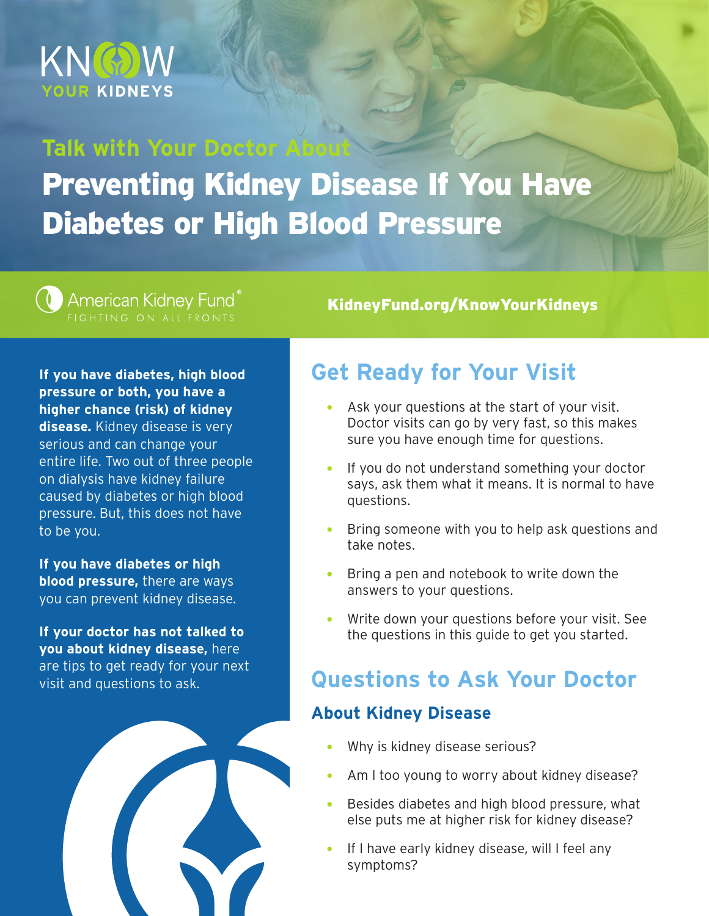KNOW YOUR KIDNEYS

Talk with Your Doctor About

# Preventing Kidney Disease If You Have Diabetes or High Blood Pressure

American Kidney Fund® FIGHTING ON ALL FRONTS

KidneyFund.org/KnowYourKidneys

**If you have diabetes, high blood pressure or both, you have a higher chance (risk) of kidney disease.** Kidney disease is very serious and can change your entire life. Two out of three people on dialysis have kidney failure caused by diabetes or high blood pressure. But, this does not have to be you.

**If you have diabetes or high blood pressure,** there are ways you can prevent kidney disease.

**If your doctor has not talked to you about kidney disease,** here are tips to get ready for your next visit and questions to ask.

## Get Ready for Your Visit

- Ask your questions at the start of your visit. Doctor visits can go by very fast, so this makes sure you have enough time for questions.
- If you do not understand something your doctor says, ask them what it means. It is normal to have questions.
- Bring someone with you to help ask questions and take notes.
- Bring a pen and notebook to write down the answers to your questions.
- Write down your questions before your visit. See the questions in this guide to get you started.

## Questions to Ask Your Doctor

### About Kidney Disease

- Why is kidney disease serious?
- Am I too young to worry about kidney disease?
- Besides diabetes and high blood pressure, what else puts me at higher risk for kidney disease?
- If I have early kidney disease, will I feel any symptoms?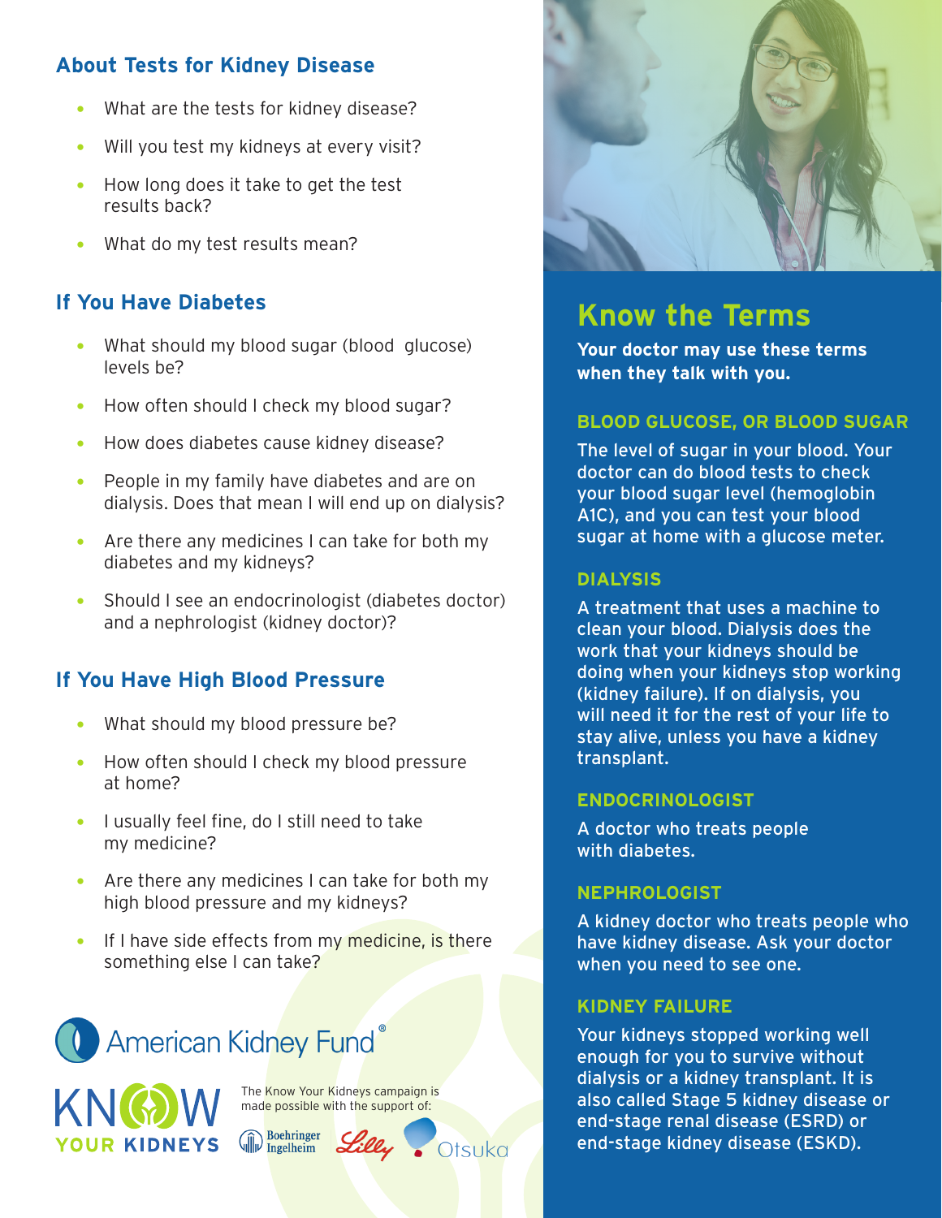## About Tests for Kidney Disease

- What are the tests for kidney disease?
- Will you test my kidneys at every visit?
- How long does it take to get the test results back?
- What do my test results mean?

## If You Have Diabetes

- What should my blood sugar (blood glucose) levels be?
- How often should I check my blood sugar?
- How does diabetes cause kidney disease?
- People in my family have diabetes and are on dialysis. Does that mean I will end up on dialysis?
- Are there any medicines I can take for both my diabetes and my kidneys?
- Should I see an endocrinologist (diabetes doctor) and a nephrologist (kidney doctor)?

## If You Have High Blood Pressure

- What should my blood pressure be?
- How often should I check my blood pressure at home?
- I usually feel fine, do I still need to take my medicine?
- Are there any medicines I can take for both my high blood pressure and my kidneys?
- If I have side effects from my medicine, is there something else I can take?

American Kidney Fund®

KNOW YOUR KIDNEYS

The Know Your Kidneys campaign is made possible with the support of:

Boehringer Ingelheim Lilly Otsuka

## Know the Terms

**Your doctor may use these terms when they talk with you.**

### BLOOD GLUCOSE, OR BLOOD SUGAR

The level of sugar in your blood. Your doctor can do blood tests to check your blood sugar level (hemoglobin A1C), and you can test your blood sugar at home with a glucose meter.

### DIALYSIS

A treatment that uses a machine to clean your blood. Dialysis does the work that your kidneys should be doing when your kidneys stop working (kidney failure). If on dialysis, you will need it for the rest of your life to stay alive, unless you have a kidney transplant.

### ENDOCRINOLOGIST

A doctor who treats people with diabetes.

### NEPHROLOGIST

A kidney doctor who treats people who have kidney disease. Ask your doctor when you need to see one.

### KIDNEY FAILURE

Your kidneys stopped working well enough for you to survive without dialysis or a kidney transplant. It is also called Stage 5 kidney disease or end-stage renal disease (ESRD) or end-stage kidney disease (ESKD).